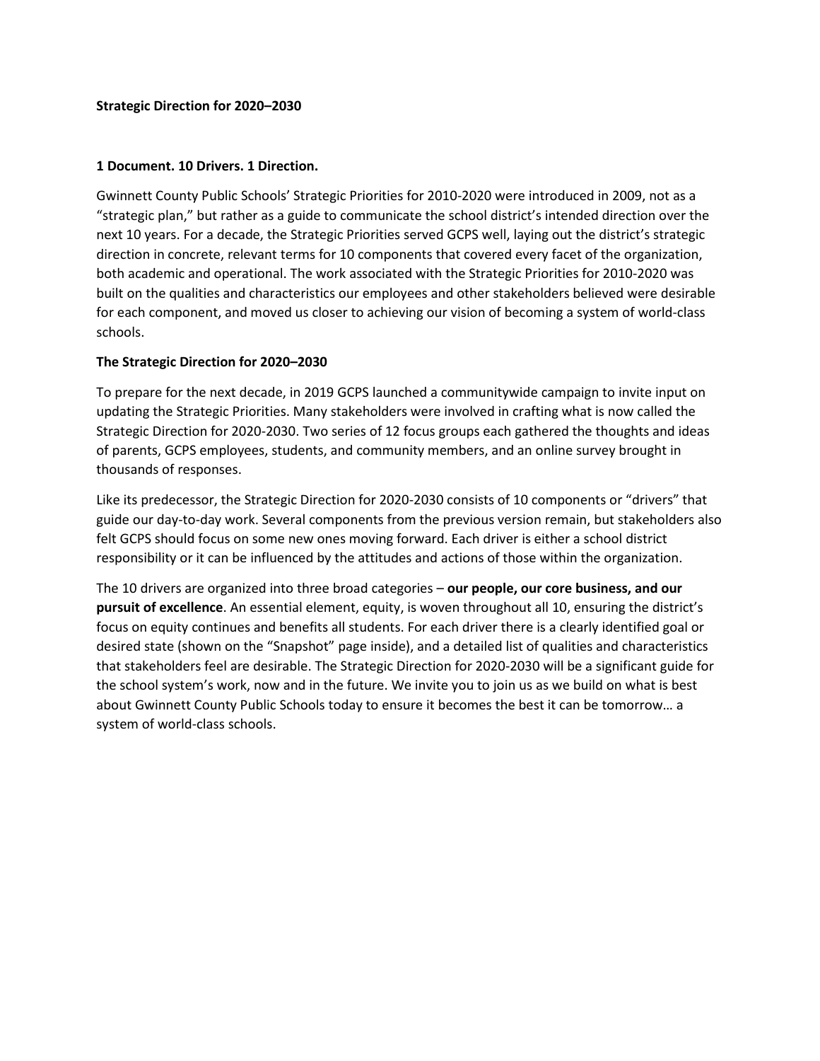**Strategic Direction for 2020–2030**

**1 Document. 10 Drivers. 1 Direction.**

Gwinnett County Public Schools' Strategic Priorities for 2010-2020 were introduced in 2009, not as a "strategic plan," but rather as a guide to communicate the school district's intended direction over the next 10 years. For a decade, the Strategic Priorities served GCPS well, laying out the district's strategic direction in concrete, relevant terms for 10 components that covered every facet of the organization, both academic and operational. The work associated with the Strategic Priorities for 2010-2020 was built on the qualities and characteristics our employees and other stakeholders believed were desirable for each component, and moved us closer to achieving our vision of becoming a system of world-class schools.

**The Strategic Direction for 2020–2030**

To prepare for the next decade, in 2019 GCPS launched a communitywide campaign to invite input on updating the Strategic Priorities. Many stakeholders were involved in crafting what is now called the Strategic Direction for 2020-2030. Two series of 12 focus groups each gathered the thoughts and ideas of parents, GCPS employees, students, and community members, and an online survey brought in thousands of responses.

Like its predecessor, the Strategic Direction for 2020-2030 consists of 10 components or "drivers" that guide our day-to-day work. Several components from the previous version remain, but stakeholders also felt GCPS should focus on some new ones moving forward. Each driver is either a school district responsibility or it can be influenced by the attitudes and actions of those within the organization.

The 10 drivers are organized into three broad categories – **our people, our core business, and our pursuit of excellence**. An essential element, equity, is woven throughout all 10, ensuring the district's focus on equity continues and benefits all students. For each driver there is a clearly identified goal or desired state (shown on the "Snapshot" page inside), and a detailed list of qualities and characteristics that stakeholders feel are desirable. The Strategic Direction for 2020-2030 will be a significant guide for the school system's work, now and in the future. We invite you to join us as we build on what is best about Gwinnett County Public Schools today to ensure it becomes the best it can be tomorrow… a system of world-class schools.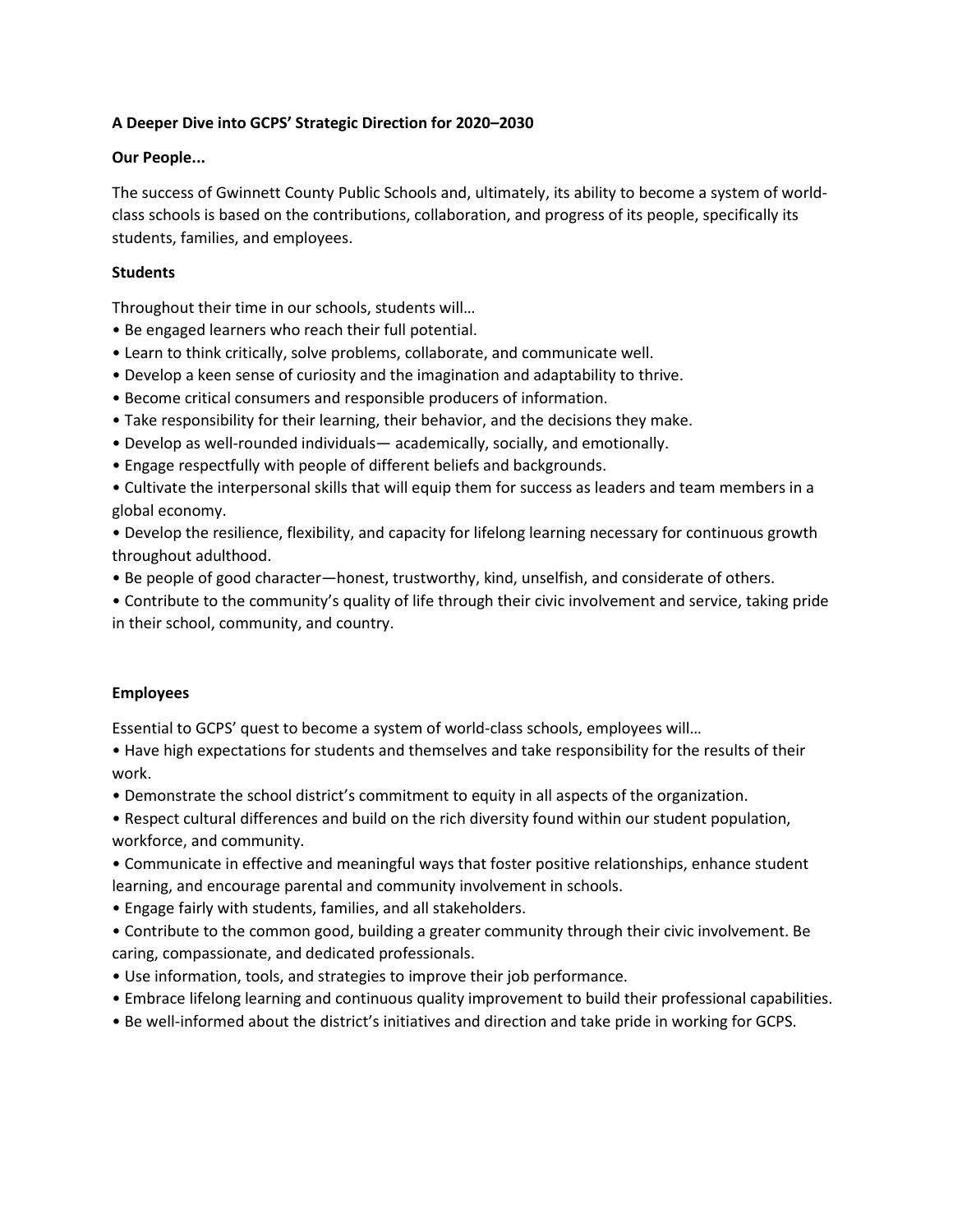**A Deeper Dive into GCPS' Strategic Direction for 2020–2030**

**Our People...**

The success of Gwinnett County Public Schools and, ultimately, its ability to become a system of world-class schools is based on the contributions, collaboration, and progress of its people, specifically its students, families, and employees.

**Students**

Throughout their time in our schools, students will…

- Be engaged learners who reach their full potential.
- Learn to think critically, solve problems, collaborate, and communicate well.
- Develop a keen sense of curiosity and the imagination and adaptability to thrive.
- Become critical consumers and responsible producers of information.
- Take responsibility for their learning, their behavior, and the decisions they make.
- Develop as well-rounded individuals— academically, socially, and emotionally.
- Engage respectfully with people of different beliefs and backgrounds.
- Cultivate the interpersonal skills that will equip them for success as leaders and team members in a global economy.
- Develop the resilience, flexibility, and capacity for lifelong learning necessary for continuous growth throughout adulthood.
- Be people of good character—honest, trustworthy, kind, unselfish, and considerate of others.
- Contribute to the community's quality of life through their civic involvement and service, taking pride in their school, community, and country.

**Employees**

Essential to GCPS' quest to become a system of world-class schools, employees will…

- Have high expectations for students and themselves and take responsibility for the results of their work.
- Demonstrate the school district's commitment to equity in all aspects of the organization.
- Respect cultural differences and build on the rich diversity found within our student population, workforce, and community.
- Communicate in effective and meaningful ways that foster positive relationships, enhance student learning, and encourage parental and community involvement in schools.
- Engage fairly with students, families, and all stakeholders.
- Contribute to the common good, building a greater community through their civic involvement. Be caring, compassionate, and dedicated professionals.
- Use information, tools, and strategies to improve their job performance.
- Embrace lifelong learning and continuous quality improvement to build their professional capabilities.
- Be well-informed about the district's initiatives and direction and take pride in working for GCPS.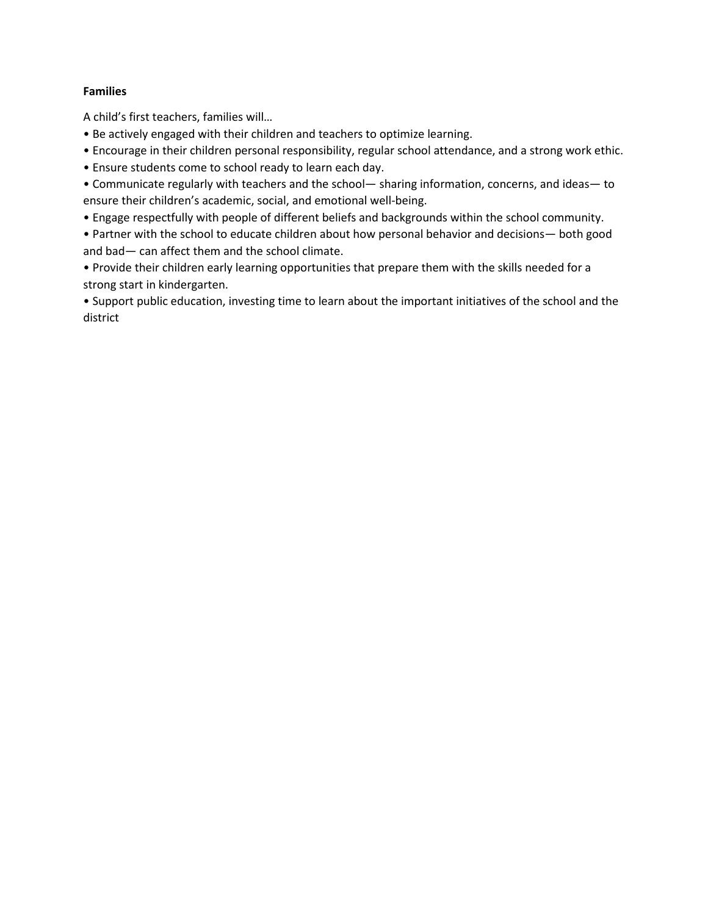**Families**

A child's first teachers, families will…

- Be actively engaged with their children and teachers to optimize learning.
- Encourage in their children personal responsibility, regular school attendance, and a strong work ethic.
- Ensure students come to school ready to learn each day.
- Communicate regularly with teachers and the school— sharing information, concerns, and ideas— to ensure their children's academic, social, and emotional well-being.
- Engage respectfully with people of different beliefs and backgrounds within the school community.
- Partner with the school to educate children about how personal behavior and decisions— both good and bad— can affect them and the school climate.
- Provide their children early learning opportunities that prepare them with the skills needed for a strong start in kindergarten.
- Support public education, investing time to learn about the important initiatives of the school and the district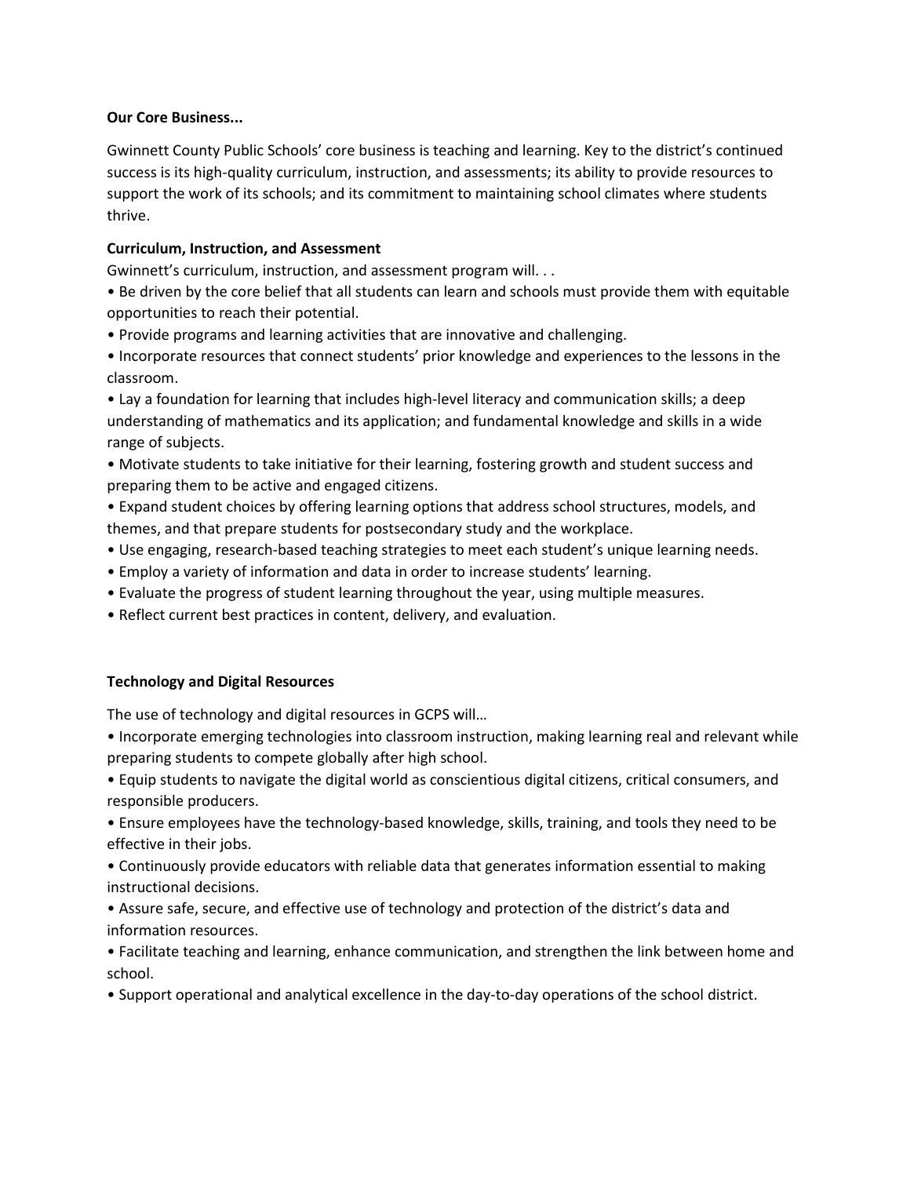**Our Core Business...**

Gwinnett County Public Schools' core business is teaching and learning. Key to the district's continued success is its high-quality curriculum, instruction, and assessments; its ability to provide resources to support the work of its schools; and its commitment to maintaining school climates where students thrive.

**Curriculum, Instruction, and Assessment**

Gwinnett's curriculum, instruction, and assessment program will. . .

- Be driven by the core belief that all students can learn and schools must provide them with equitable opportunities to reach their potential.
- Provide programs and learning activities that are innovative and challenging.
- Incorporate resources that connect students' prior knowledge and experiences to the lessons in the classroom.
- Lay a foundation for learning that includes high-level literacy and communication skills; a deep understanding of mathematics and its application; and fundamental knowledge and skills in a wide range of subjects.
- Motivate students to take initiative for their learning, fostering growth and student success and preparing them to be active and engaged citizens.
- Expand student choices by offering learning options that address school structures, models, and themes, and that prepare students for postsecondary study and the workplace.
- Use engaging, research-based teaching strategies to meet each student's unique learning needs.
- Employ a variety of information and data in order to increase students' learning.
- Evaluate the progress of student learning throughout the year, using multiple measures.
- Reflect current best practices in content, delivery, and evaluation.

**Technology and Digital Resources**

The use of technology and digital resources in GCPS will…

- Incorporate emerging technologies into classroom instruction, making learning real and relevant while preparing students to compete globally after high school.
- Equip students to navigate the digital world as conscientious digital citizens, critical consumers, and responsible producers.
- Ensure employees have the technology-based knowledge, skills, training, and tools they need to be effective in their jobs.
- Continuously provide educators with reliable data that generates information essential to making instructional decisions.
- Assure safe, secure, and effective use of technology and protection of the district's data and information resources.
- Facilitate teaching and learning, enhance communication, and strengthen the link between home and school.
- Support operational and analytical excellence in the day-to-day operations of the school district.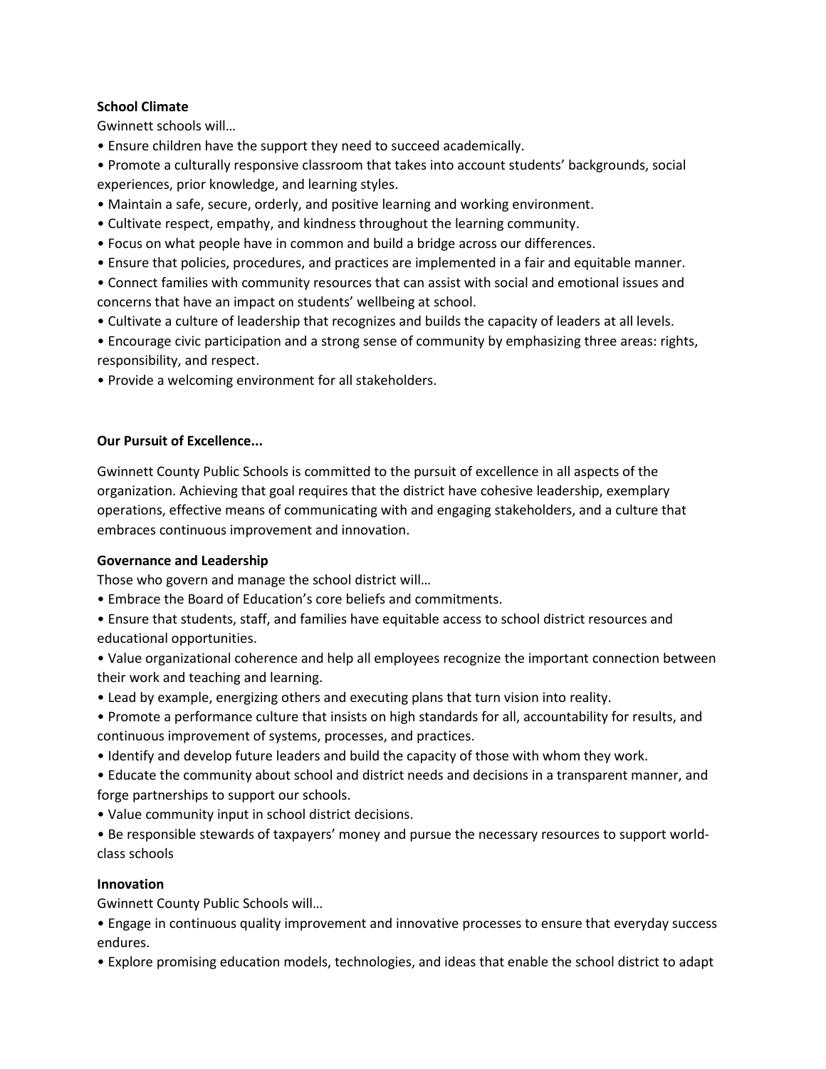**School Climate**

Gwinnett schools will…

- Ensure children have the support they need to succeed academically.
- Promote a culturally responsive classroom that takes into account students' backgrounds, social experiences, prior knowledge, and learning styles.
- Maintain a safe, secure, orderly, and positive learning and working environment.
- Cultivate respect, empathy, and kindness throughout the learning community.
- Focus on what people have in common and build a bridge across our differences.
- Ensure that policies, procedures, and practices are implemented in a fair and equitable manner.
- Connect families with community resources that can assist with social and emotional issues and concerns that have an impact on students' wellbeing at school.
- Cultivate a culture of leadership that recognizes and builds the capacity of leaders at all levels.
- Encourage civic participation and a strong sense of community by emphasizing three areas: rights, responsibility, and respect.
- Provide a welcoming environment for all stakeholders.

**Our Pursuit of Excellence...**

Gwinnett County Public Schools is committed to the pursuit of excellence in all aspects of the organization. Achieving that goal requires that the district have cohesive leadership, exemplary operations, effective means of communicating with and engaging stakeholders, and a culture that embraces continuous improvement and innovation.

**Governance and Leadership**

Those who govern and manage the school district will…

- Embrace the Board of Education's core beliefs and commitments.
- Ensure that students, staff, and families have equitable access to school district resources and educational opportunities.
- Value organizational coherence and help all employees recognize the important connection between their work and teaching and learning.
- Lead by example, energizing others and executing plans that turn vision into reality.
- Promote a performance culture that insists on high standards for all, accountability for results, and continuous improvement of systems, processes, and practices.
- Identify and develop future leaders and build the capacity of those with whom they work.
- Educate the community about school and district needs and decisions in a transparent manner, and forge partnerships to support our schools.
- Value community input in school district decisions.
- Be responsible stewards of taxpayers' money and pursue the necessary resources to support world-class schools

**Innovation**

Gwinnett County Public Schools will…

- Engage in continuous quality improvement and innovative processes to ensure that everyday success endures.
- Explore promising education models, technologies, and ideas that enable the school district to adapt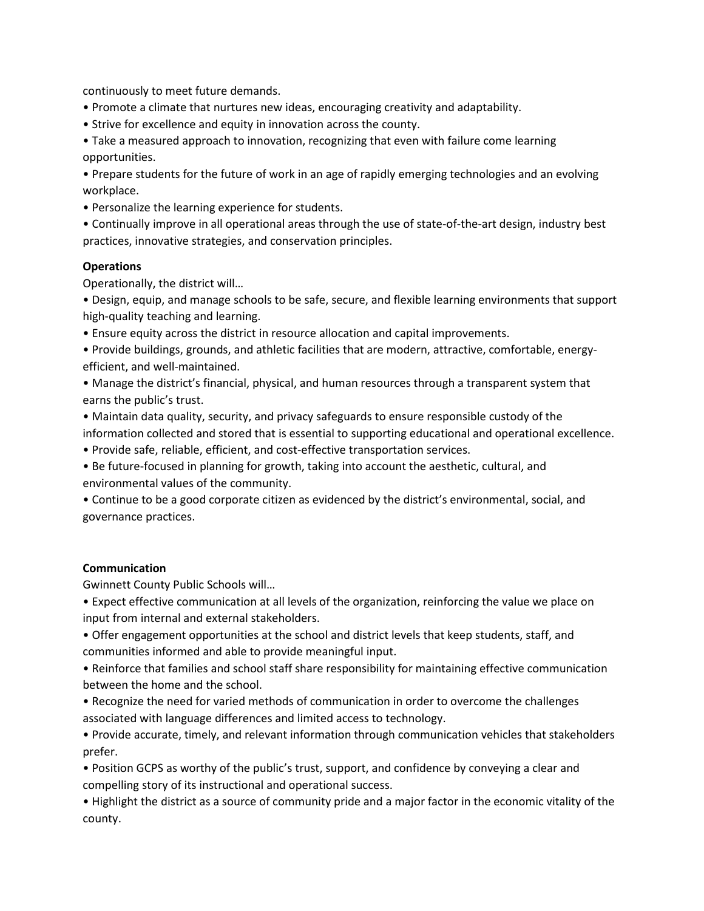continuously to meet future demands.

- Promote a climate that nurtures new ideas, encouraging creativity and adaptability.
- Strive for excellence and equity in innovation across the county.
- Take a measured approach to innovation, recognizing that even with failure come learning opportunities.
- Prepare students for the future of work in an age of rapidly emerging technologies and an evolving workplace.
- Personalize the learning experience for students.
- Continually improve in all operational areas through the use of state-of-the-art design, industry best practices, innovative strategies, and conservation principles.

**Operations**

Operationally, the district will…

- Design, equip, and manage schools to be safe, secure, and flexible learning environments that support high-quality teaching and learning.
- Ensure equity across the district in resource allocation and capital improvements.
- Provide buildings, grounds, and athletic facilities that are modern, attractive, comfortable, energy-efficient, and well-maintained.
- Manage the district's financial, physical, and human resources through a transparent system that earns the public's trust.
- Maintain data quality, security, and privacy safeguards to ensure responsible custody of the information collected and stored that is essential to supporting educational and operational excellence.
- Provide safe, reliable, efficient, and cost-effective transportation services.
- Be future-focused in planning for growth, taking into account the aesthetic, cultural, and environmental values of the community.
- Continue to be a good corporate citizen as evidenced by the district's environmental, social, and governance practices.

**Communication**

Gwinnett County Public Schools will…

- Expect effective communication at all levels of the organization, reinforcing the value we place on input from internal and external stakeholders.
- Offer engagement opportunities at the school and district levels that keep students, staff, and communities informed and able to provide meaningful input.
- Reinforce that families and school staff share responsibility for maintaining effective communication between the home and the school.
- Recognize the need for varied methods of communication in order to overcome the challenges associated with language differences and limited access to technology.
- Provide accurate, timely, and relevant information through communication vehicles that stakeholders prefer.
- Position GCPS as worthy of the public's trust, support, and confidence by conveying a clear and compelling story of its instructional and operational success.
- Highlight the district as a source of community pride and a major factor in the economic vitality of the county.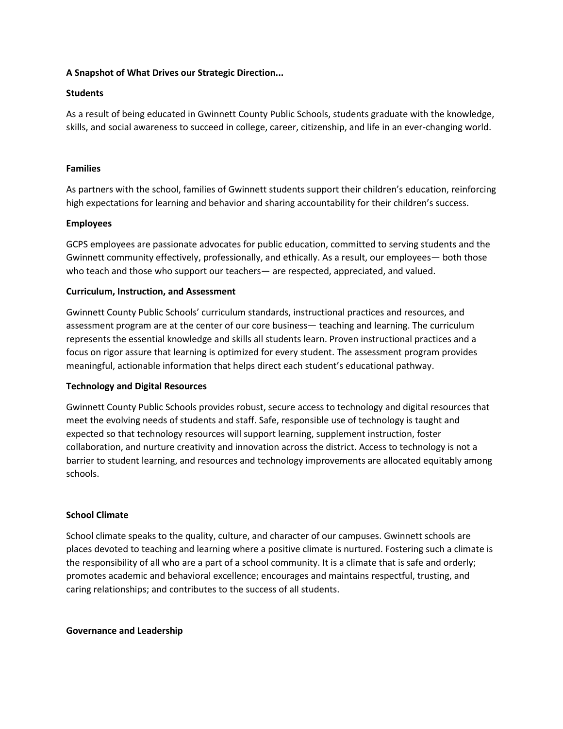**A Snapshot of What Drives our Strategic Direction...**

**Students**

As a result of being educated in Gwinnett County Public Schools, students graduate with the knowledge, skills, and social awareness to succeed in college, career, citizenship, and life in an ever-changing world.

**Families**

As partners with the school, families of Gwinnett students support their children's education, reinforcing high expectations for learning and behavior and sharing accountability for their children's success.

**Employees**

GCPS employees are passionate advocates for public education, committed to serving students and the Gwinnett community effectively, professionally, and ethically. As a result, our employees— both those who teach and those who support our teachers— are respected, appreciated, and valued.

**Curriculum, Instruction, and Assessment**

Gwinnett County Public Schools' curriculum standards, instructional practices and resources, and assessment program are at the center of our core business— teaching and learning. The curriculum represents the essential knowledge and skills all students learn. Proven instructional practices and a focus on rigor assure that learning is optimized for every student. The assessment program provides meaningful, actionable information that helps direct each student's educational pathway.

**Technology and Digital Resources**

Gwinnett County Public Schools provides robust, secure access to technology and digital resources that meet the evolving needs of students and staff. Safe, responsible use of technology is taught and expected so that technology resources will support learning, supplement instruction, foster collaboration, and nurture creativity and innovation across the district. Access to technology is not a barrier to student learning, and resources and technology improvements are allocated equitably among schools.

**School Climate**

School climate speaks to the quality, culture, and character of our campuses. Gwinnett schools are places devoted to teaching and learning where a positive climate is nurtured. Fostering such a climate is the responsibility of all who are a part of a school community. It is a climate that is safe and orderly; promotes academic and behavioral excellence; encourages and maintains respectful, trusting, and caring relationships; and contributes to the success of all students.

**Governance and Leadership**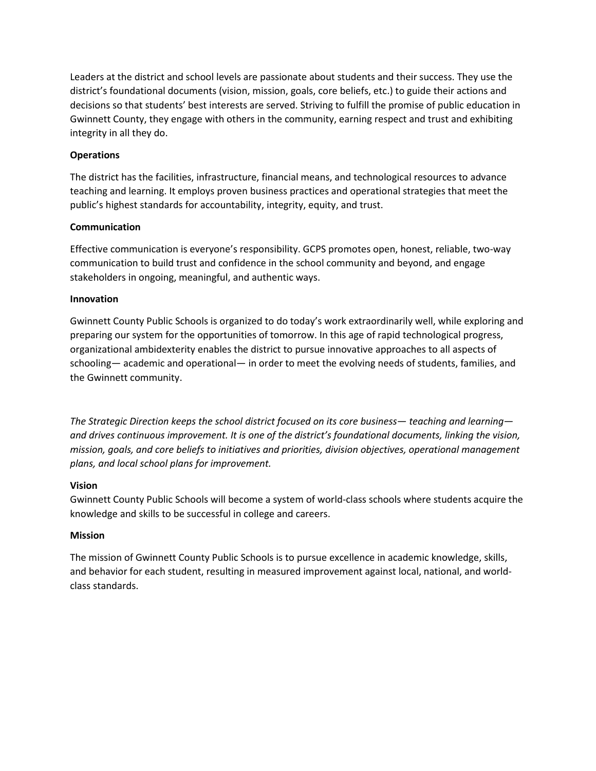Leaders at the district and school levels are passionate about students and their success. They use the district's foundational documents (vision, mission, goals, core beliefs, etc.) to guide their actions and decisions so that students' best interests are served. Striving to fulfill the promise of public education in Gwinnett County, they engage with others in the community, earning respect and trust and exhibiting integrity in all they do.

**Operations**

The district has the facilities, infrastructure, financial means, and technological resources to advance teaching and learning. It employs proven business practices and operational strategies that meet the public's highest standards for accountability, integrity, equity, and trust.

**Communication**

Effective communication is everyone's responsibility. GCPS promotes open, honest, reliable, two-way communication to build trust and confidence in the school community and beyond, and engage stakeholders in ongoing, meaningful, and authentic ways.

**Innovation**

Gwinnett County Public Schools is organized to do today's work extraordinarily well, while exploring and preparing our system for the opportunities of tomorrow. In this age of rapid technological progress, organizational ambidexterity enables the district to pursue innovative approaches to all aspects of schooling— academic and operational— in order to meet the evolving needs of students, families, and the Gwinnett community.

*The Strategic Direction keeps the school district focused on its core business— teaching and learning— and drives continuous improvement. It is one of the district's foundational documents, linking the vision, mission, goals, and core beliefs to initiatives and priorities, division objectives, operational management plans, and local school plans for improvement.*

**Vision**

Gwinnett County Public Schools will become a system of world-class schools where students acquire the knowledge and skills to be successful in college and careers.

**Mission**

The mission of Gwinnett County Public Schools is to pursue excellence in academic knowledge, skills, and behavior for each student, resulting in measured improvement against local, national, and world-class standards.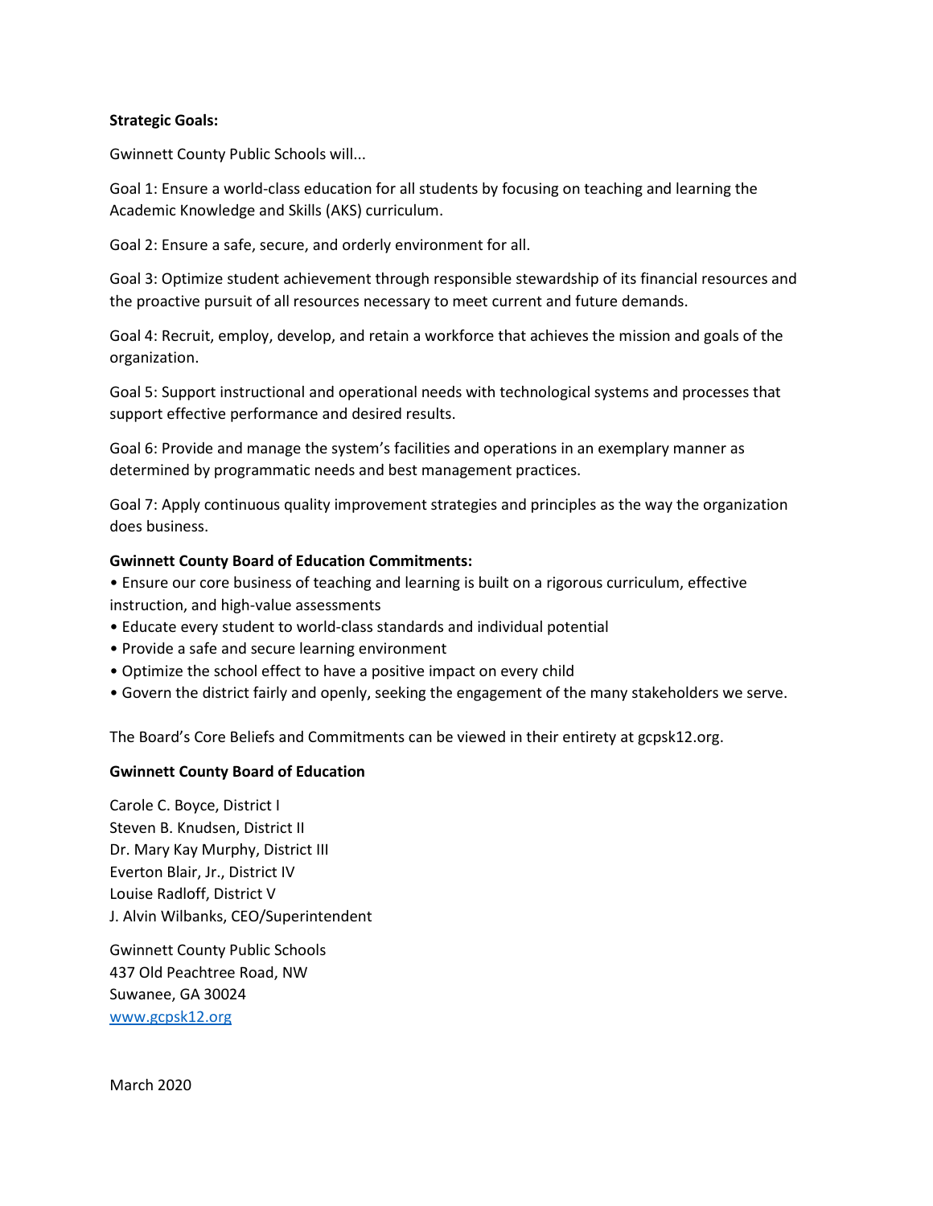**Strategic Goals:**

Gwinnett County Public Schools will...

Goal 1: Ensure a world-class education for all students by focusing on teaching and learning the Academic Knowledge and Skills (AKS) curriculum.

Goal 2: Ensure a safe, secure, and orderly environment for all.

Goal 3: Optimize student achievement through responsible stewardship of its financial resources and the proactive pursuit of all resources necessary to meet current and future demands.

Goal 4: Recruit, employ, develop, and retain a workforce that achieves the mission and goals of the organization.

Goal 5: Support instructional and operational needs with technological systems and processes that support effective performance and desired results.

Goal 6: Provide and manage the system's facilities and operations in an exemplary manner as determined by programmatic needs and best management practices.

Goal 7: Apply continuous quality improvement strategies and principles as the way the organization does business.

**Gwinnett County Board of Education Commitments:**

- Ensure our core business of teaching and learning is built on a rigorous curriculum, effective instruction, and high-value assessments
- Educate every student to world-class standards and individual potential
- Provide a safe and secure learning environment
- Optimize the school effect to have a positive impact on every child
- Govern the district fairly and openly, seeking the engagement of the many stakeholders we serve.

The Board's Core Beliefs and Commitments can be viewed in their entirety at gcpsk12.org.

**Gwinnett County Board of Education**

Carole C. Boyce, District I
Steven B. Knudsen, District II
Dr. Mary Kay Murphy, District III
Everton Blair, Jr., District IV
Louise Radloff, District V
J. Alvin Wilbanks, CEO/Superintendent

Gwinnett County Public Schools
437 Old Peachtree Road, NW
Suwanee, GA 30024
www.gcpsk12.org

March 2020